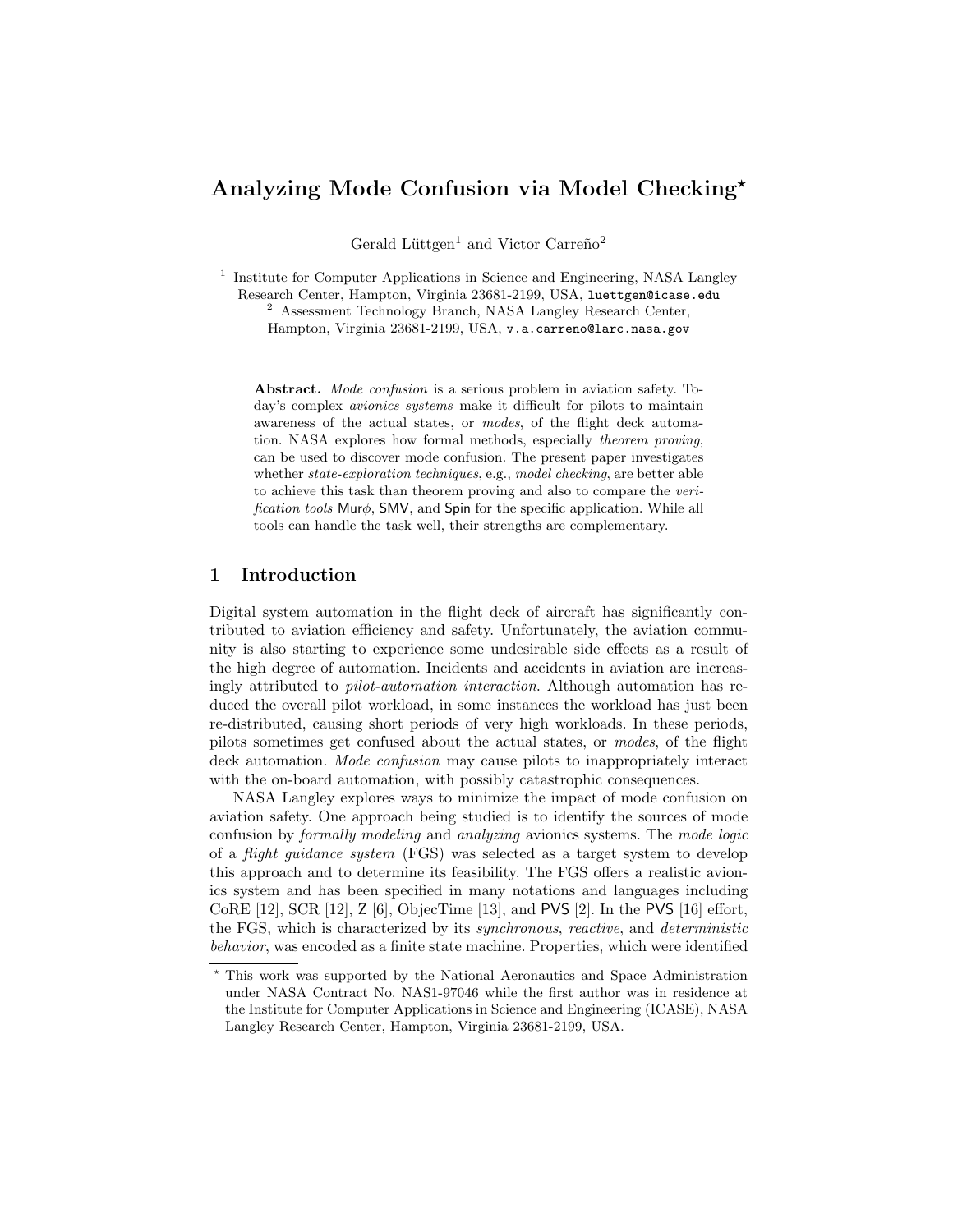# Analyzing Mode Confusion via Model Checking*

Gerald Lüttgen[1] and Victor Carreño[2]

[1] Institute for Computer Applications in Science and Engineering, NASA Langley Research Center, Hampton, Virginia 23681-2199, USA, luettgen@icase.edu

[2] Assessment Technology Branch, NASA Langley Research Center, Hampton, Virginia 23681-2199, USA, v.a.carreno@larc.nasa.gov

**Abstract.** *Mode confusion* is a serious problem in aviation safety. Today's complex *avionics systems* make it difficult for pilots to maintain awareness of the actual states, or *modes*, of the flight deck automation. NASA explores how formal methods, especially *theorem proving*, can be used to discover mode confusion. The present paper investigates whether *state-exploration techniques*, e.g., *model checking*, are better able to achieve this task than theorem proving and also to compare the *verification tools* Mur$\phi$, SMV, and Spin for the specific application. While all tools can handle the task well, their strengths are complementary.

## 1 Introduction

Digital system automation in the flight deck of aircraft has significantly contributed to aviation efficiency and safety. Unfortunately, the aviation community is also starting to experience some undesirable side effects as a result of the high degree of automation. Incidents and accidents in aviation are increasingly attributed to *pilot-automation interaction*. Although automation has reduced the overall pilot workload, in some instances the workload has just been re-distributed, causing short periods of very high workloads. In these periods, pilots sometimes get confused about the actual states, or *modes*, of the flight deck automation. *Mode confusion* may cause pilots to inappropriately interact with the on-board automation, with possibly catastrophic consequences.

NASA Langley explores ways to minimize the impact of mode confusion on aviation safety. One approach being studied is to identify the sources of mode confusion by *formally modeling* and *analyzing* avionics systems. The *mode logic* of a *flight guidance system* (FGS) was selected as a target system to develop this approach and to determine its feasibility. The FGS offers a realistic avionics system and has been specified in many notations and languages including CoRE [12], SCR [12], Z [6], ObjecTime [13], and PVS [2]. In the PVS [16] effort, the FGS, which is characterized by its *synchronous*, *reactive*, and *deterministic behavior*, was encoded as a finite state machine. Properties, which were identified

* This work was supported by the National Aeronautics and Space Administration under NASA Contract No. NAS1-97046 while the first author was in residence at the Institute for Computer Applications in Science and Engineering (ICASE), NASA Langley Research Center, Hampton, Virginia 23681-2199, USA.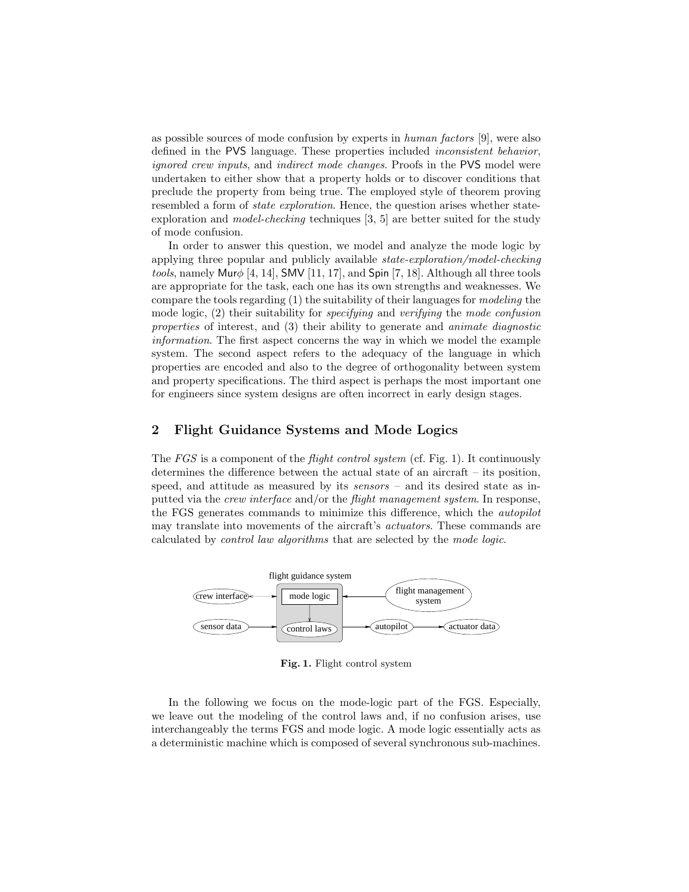as possible sources of mode confusion by experts in *human factors* [9], were also defined in the PVS language. These properties included *inconsistent behavior*, *ignored crew inputs*, and *indirect mode changes*. Proofs in the PVS model were undertaken to either show that a property holds or to discover conditions that preclude the property from being true. The employed style of theorem proving resembled a form of *state exploration*. Hence, the question arises whether state-exploration and *model-checking* techniques [3, 5] are better suited for the study of mode confusion.

In order to answer this question, we model and analyze the mode logic by applying three popular and publicly available *state-exploration/model-checking tools*, namely Mur$\phi$ [4, 14], SMV [11, 17], and Spin [7, 18]. Although all three tools are appropriate for the task, each one has its own strengths and weaknesses. We compare the tools regarding (1) the suitability of their languages for *modeling* the mode logic, (2) their suitability for *specifying* and *verifying* the *mode confusion properties* of interest, and (3) their ability to generate and *animate diagnostic information*. The first aspect concerns the way in which we model the example system. The second aspect refers to the adequacy of the language in which properties are encoded and also to the degree of orthogonality between system and property specifications. The third aspect is perhaps the most important one for engineers since system designs are often incorrect in early design stages.

## 2 Flight Guidance Systems and Mode Logics

The *FGS* is a component of the *flight control system* (cf. Fig. 1). It continuously determines the difference between the actual state of an aircraft – its position, speed, and attitude as measured by its *sensors* – and its desired state as inputted via the *crew interface* and/or the *flight management system*. In response, the FGS generates commands to minimize this difference, which the *autopilot* may translate into movements of the aircraft's *actuators*. These commands are calculated by *control law algorithms* that are selected by the *mode logic*.

**Fig. 1.** Flight control system

In the following we focus on the mode-logic part of the FGS. Especially, we leave out the modeling of the control laws and, if no confusion arises, use interchangeably the terms FGS and mode logic. A mode logic essentially acts as a deterministic machine which is composed of several synchronous sub-machines.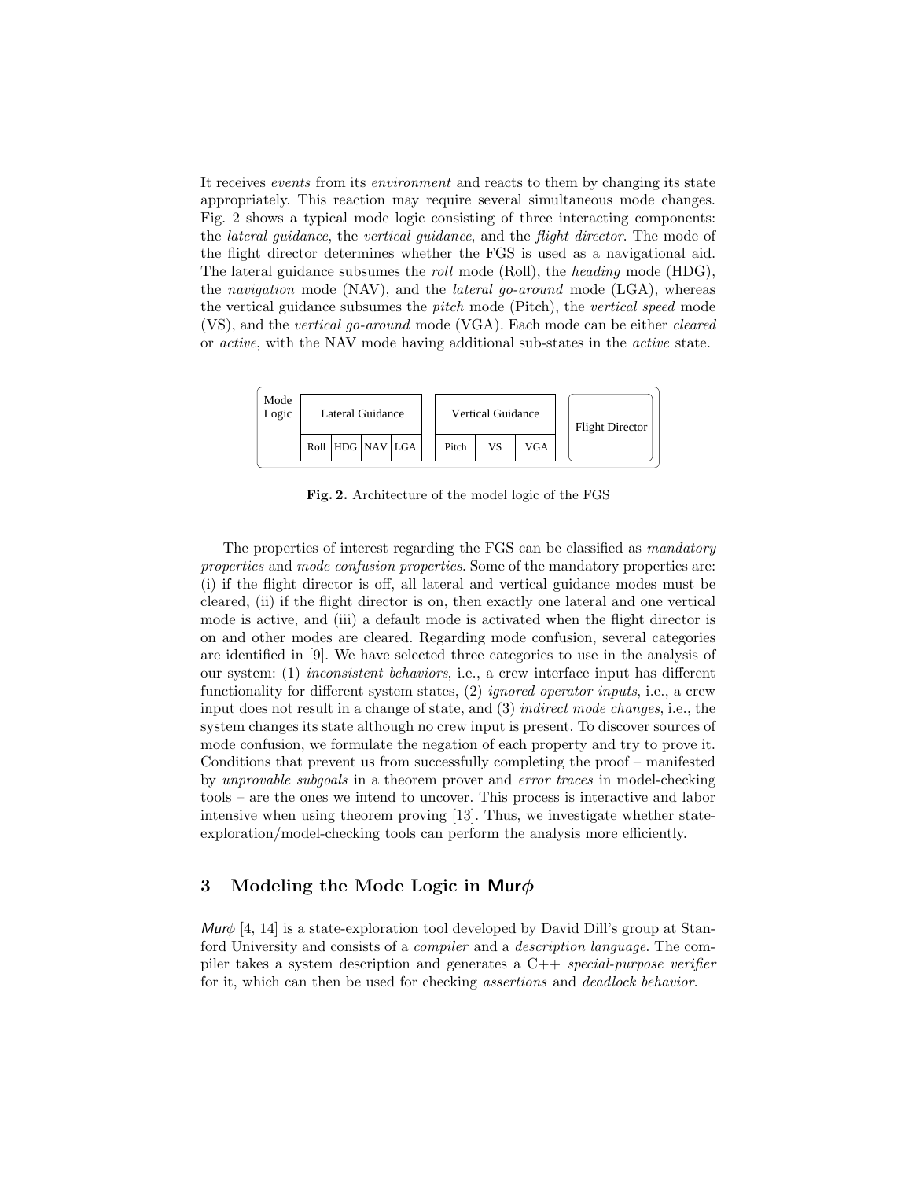It receives *events* from its *environment* and reacts to them by changing its state appropriately. This reaction may require several simultaneous mode changes. Fig. 2 shows a typical mode logic consisting of three interacting components: the *lateral guidance*, the *vertical guidance*, and the *flight director*. The mode of the flight director determines whether the FGS is used as a navigational aid. The lateral guidance subsumes the *roll* mode (Roll), the *heading* mode (HDG), the *navigation* mode (NAV), and the *lateral go-around* mode (LGA), whereas the vertical guidance subsumes the *pitch* mode (Pitch), the *vertical speed* mode (VS), and the *vertical go-around* mode (VGA). Each mode can be either *cleared* or *active*, with the NAV mode having additional sub-states in the *active* state.

| Mode Logic | Lateral Guidance | | | | Vertical Guidance | | | Flight Director |
|---|---|---|---|---|---|---|---|---|
| | Roll | HDG | NAV | LGA | Pitch | VS | VGA | |

**Fig. 2.** Architecture of the model logic of the FGS

The properties of interest regarding the FGS can be classified as *mandatory properties* and *mode confusion properties*. Some of the mandatory properties are: (i) if the flight director is off, all lateral and vertical guidance modes must be cleared, (ii) if the flight director is on, then exactly one lateral and one vertical mode is active, and (iii) a default mode is activated when the flight director is on and other modes are cleared. Regarding mode confusion, several categories are identified in [9]. We have selected three categories to use in the analysis of our system: (1) *inconsistent behaviors*, i.e., a crew interface input has different functionality for different system states, (2) *ignored operator inputs*, i.e., a crew input does not result in a change of state, and (3) *indirect mode changes*, i.e., the system changes its state although no crew input is present. To discover sources of mode confusion, we formulate the negation of each property and try to prove it. Conditions that prevent us from successfully completing the proof – manifested by *unprovable subgoals* in a theorem prover and *error traces* in model-checking tools – are the ones we intend to uncover. This process is interactive and labor intensive when using theorem proving [13]. Thus, we investigate whether state-exploration/model-checking tools can perform the analysis more efficiently.

## 3 Modeling the Mode Logic in Mur$\phi$

*Mur*$\phi$ [4, 14] is a state-exploration tool developed by David Dill's group at Stanford University and consists of a *compiler* and a *description language*. The compiler takes a system description and generates a C++ *special-purpose verifier* for it, which can then be used for checking *assertions* and *deadlock behavior*.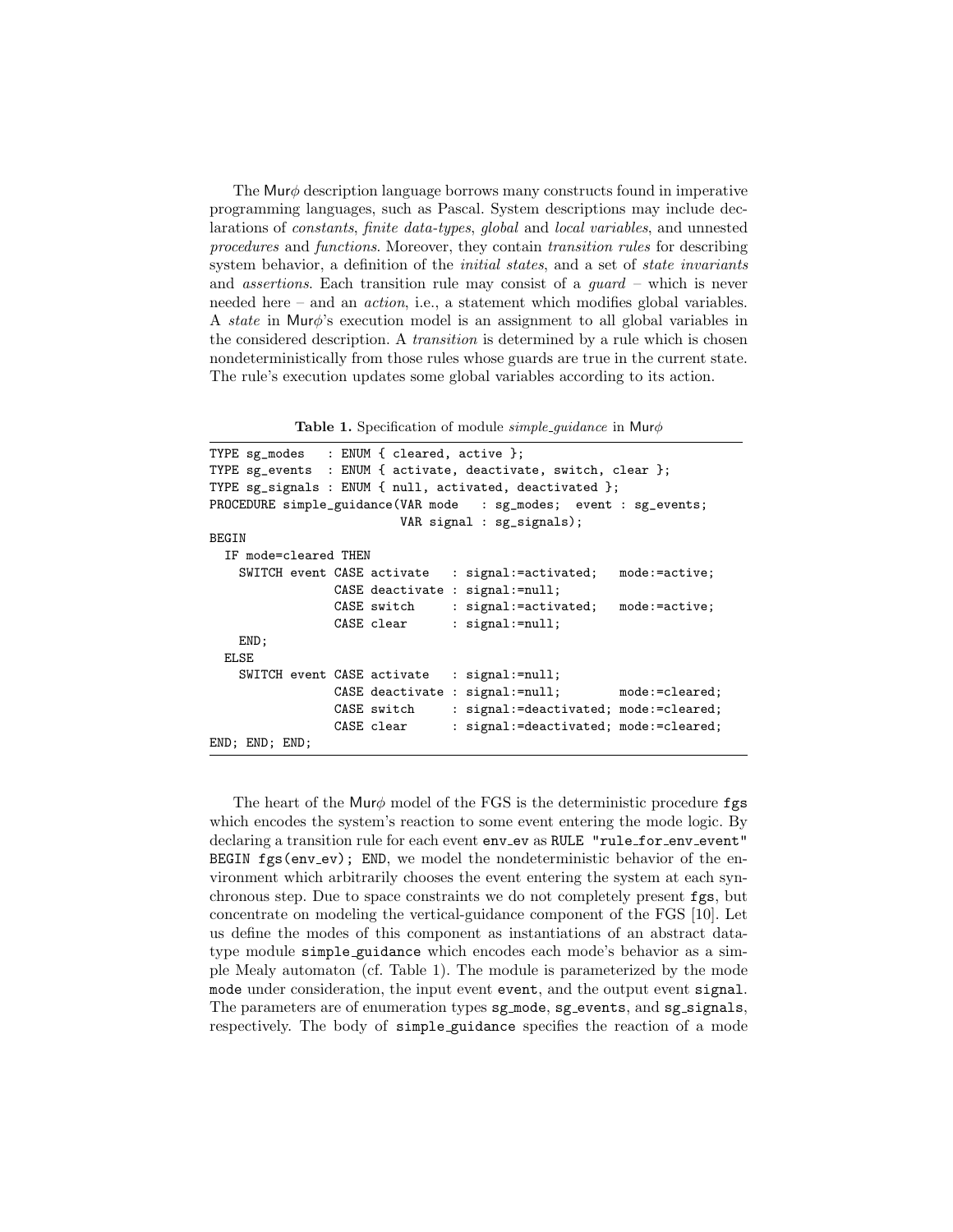The Mur$\phi$ description language borrows many constructs found in imperative programming languages, such as Pascal. System descriptions may include declarations of *constants*, *finite data-types*, *global* and *local variables*, and unnested *procedures* and *functions*. Moreover, they contain *transition rules* for describing system behavior, a definition of the *initial states*, and a set of *state invariants* and *assertions*. Each transition rule may consist of a *guard* – which is never needed here – and an *action*, i.e., a statement which modifies global variables. A *state* in Mur$\phi$'s execution model is an assignment to all global variables in the considered description. A *transition* is determined by a rule which is chosen nondeterministically from those rules whose guards are true in the current state. The rule's execution updates some global variables according to its action.

**Table 1.** Specification of module *simple_guidance* in Mur$\phi$

```
TYPE sg_modes   : ENUM { cleared, active };
TYPE sg_events  : ENUM { activate, deactivate, switch, clear };
TYPE sg_signals : ENUM { null, activated, deactivated };
PROCEDURE simple_guidance(VAR mode   : sg_modes;  event : sg_events;
                          VAR signal : sg_signals);
BEGIN
  IF mode=cleared THEN
    SWITCH event CASE activate   : signal:=activated;   mode:=active;
                 CASE deactivate : signal:=null;
                 CASE switch     : signal:=activated;   mode:=active;
                 CASE clear      : signal:=null;
    END;
  ELSE
    SWITCH event CASE activate   : signal:=null;
                 CASE deactivate : signal:=null;        mode:=cleared;
                 CASE switch     : signal:=deactivated; mode:=cleared;
                 CASE clear      : signal:=deactivated; mode:=cleared;
END; END; END;
```

The heart of the Mur$\phi$ model of the FGS is the deterministic procedure `fgs` which encodes the system's reaction to some event entering the mode logic. By declaring a transition rule for each event `env_ev` as `RULE "rule_for_env_event" BEGIN fgs(env_ev); END`, we model the nondeterministic behavior of the environment which arbitrarily chooses the event entering the system at each synchronous step. Due to space constraints we do not completely present `fgs`, but concentrate on modeling the vertical-guidance component of the FGS [10]. Let us define the modes of this component as instantiations of an abstract datatype module `simple_guidance` which encodes each mode's behavior as a simple Mealy automaton (cf. Table 1). The module is parameterized by the mode `mode` under consideration, the input event `event`, and the output event `signal`. The parameters are of enumeration types `sg_mode`, `sg_events`, and `sg_signals`, respectively. The body of `simple_guidance` specifies the reaction of a mode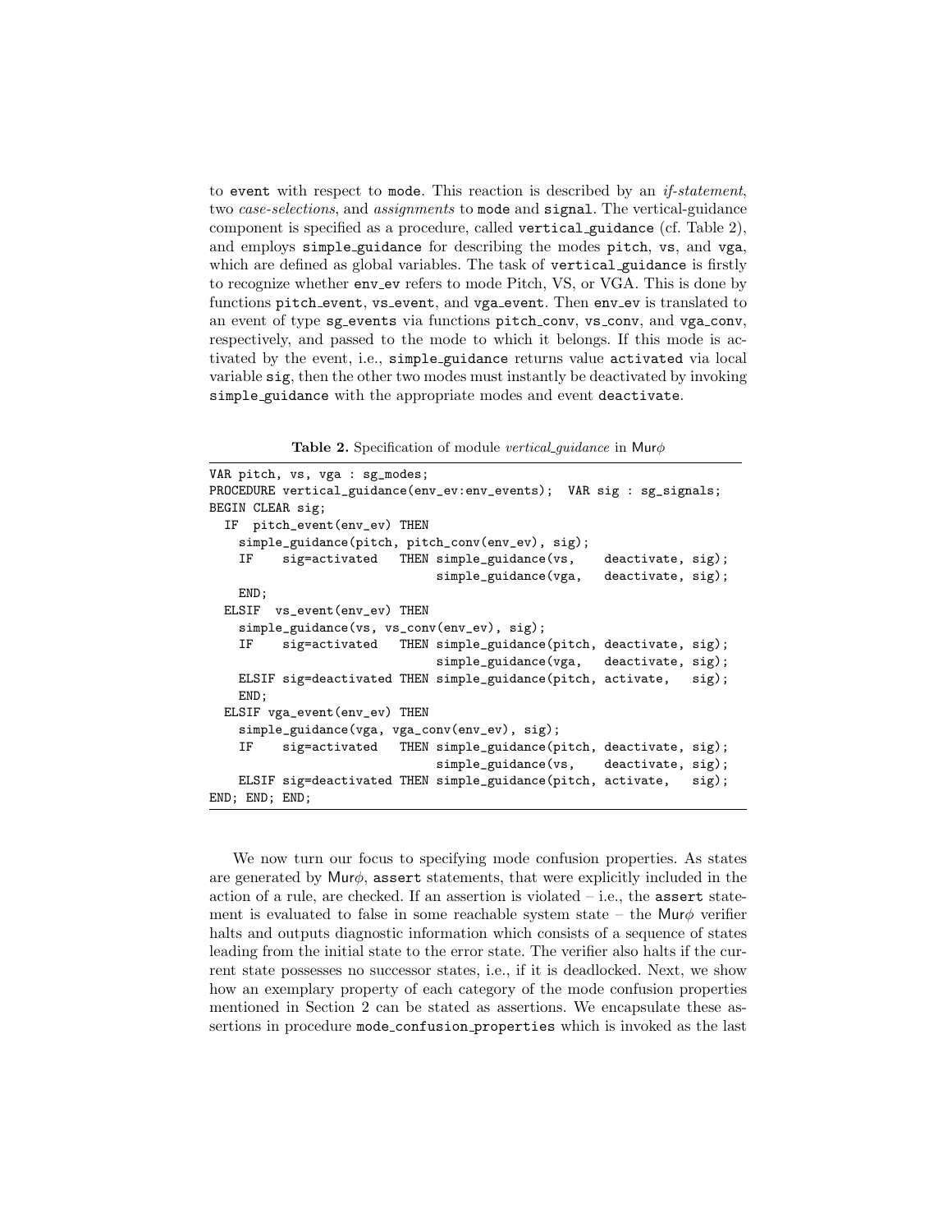to `event` with respect to `mode`. This reaction is described by an *if-statement*, two *case-selections*, and *assignments* to `mode` and `signal`. The vertical-guidance component is specified as a procedure, called `vertical_guidance` (cf. Table 2), and employs `simple_guidance` for describing the modes `pitch`, `vs`, and `vga`, which are defined as global variables. The task of `vertical_guidance` is firstly to recognize whether `env_ev` refers to mode Pitch, VS, or VGA. This is done by functions `pitch_event`, `vs_event`, and `vga_event`. Then `env_ev` is translated to an event of type `sg_events` via functions `pitch_conv`, `vs_conv`, and `vga_conv`, respectively, and passed to the mode to which it belongs. If this mode is activated by the event, i.e., `simple_guidance` returns value `activated` via local variable `sig`, then the other two modes must instantly be deactivated by invoking `simple_guidance` with the appropriate modes and event `deactivate`.

**Table 2.** Specification of module *vertical_guidance* in Murϕ

```
VAR pitch, vs, vga : sg_modes;
PROCEDURE vertical_guidance(env_ev:env_events);  VAR sig : sg_signals;
BEGIN CLEAR sig;
  IF  pitch_event(env_ev) THEN
    simple_guidance(pitch, pitch_conv(env_ev), sig);
    IF    sig=activated   THEN simple_guidance(vs,    deactivate, sig);
                               simple_guidance(vga,   deactivate, sig);
    END;
  ELSIF  vs_event(env_ev) THEN
    simple_guidance(vs, vs_conv(env_ev), sig);
    IF    sig=activated   THEN simple_guidance(pitch, deactivate, sig);
                               simple_guidance(vga,   deactivate, sig);
    ELSIF sig=deactivated THEN simple_guidance(pitch, activate,   sig);
    END;
  ELSIF vga_event(env_ev) THEN
    simple_guidance(vga, vga_conv(env_ev), sig);
    IF    sig=activated   THEN simple_guidance(pitch, deactivate, sig);
                               simple_guidance(vs,    deactivate, sig);
    ELSIF sig=deactivated THEN simple_guidance(pitch, activate,   sig);
END; END; END;
```

We now turn our focus to specifying mode confusion properties. As states are generated by Murϕ, `assert` statements, that were explicitly included in the action of a rule, are checked. If an assertion is violated – i.e., the `assert` statement is evaluated to false in some reachable system state – the Murϕ verifier halts and outputs diagnostic information which consists of a sequence of states leading from the initial state to the error state. The verifier also halts if the current state possesses no successor states, i.e., if it is deadlocked. Next, we show how an exemplary property of each category of the mode confusion properties mentioned in Section 2 can be stated as assertions. We encapsulate these assertions in procedure `mode_confusion_properties` which is invoked as the last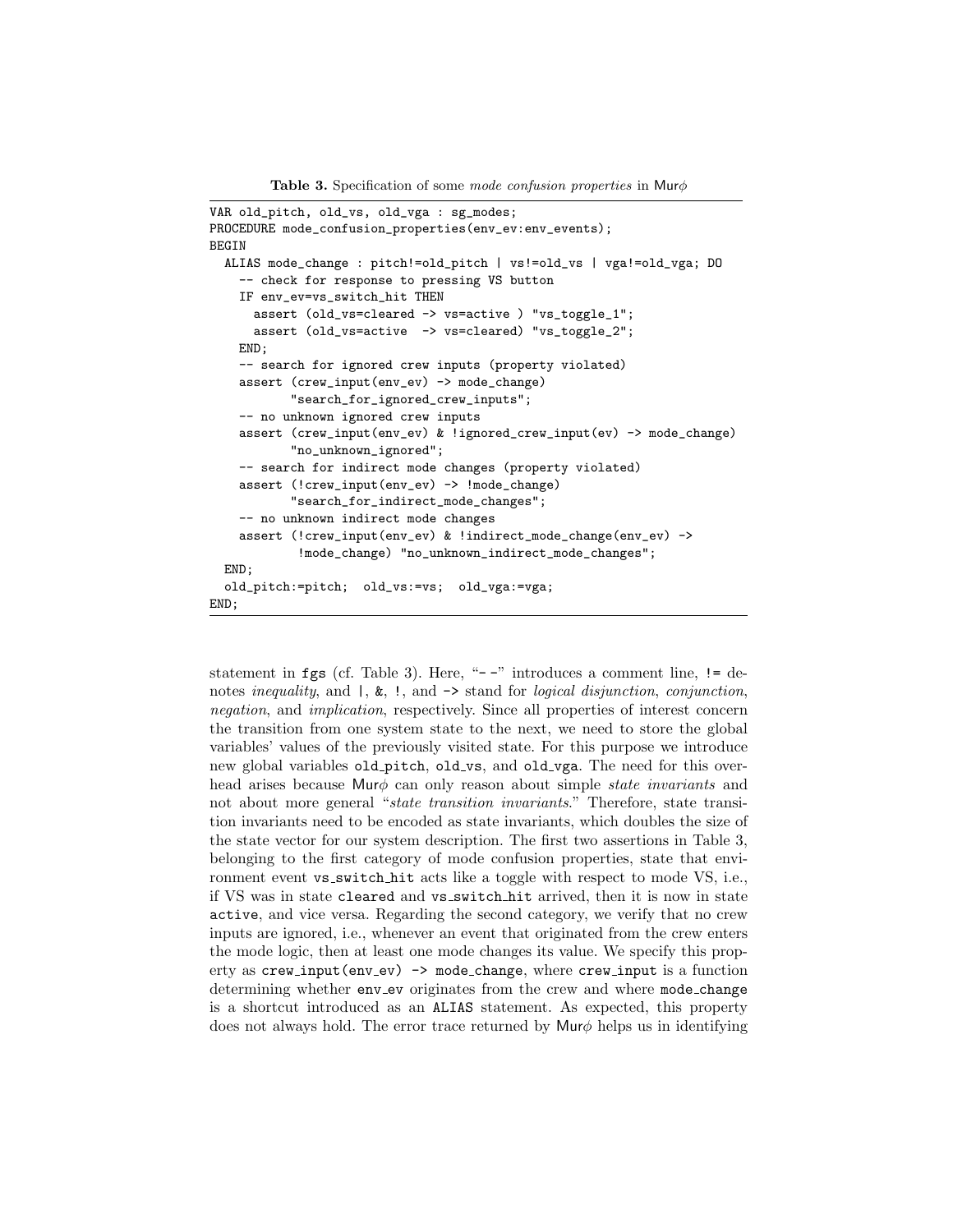**Table 3.** Specification of some *mode confusion properties* in Murϕ

```
VAR old_pitch, old_vs, old_vga : sg_modes;
PROCEDURE mode_confusion_properties(env_ev:env_events);
BEGIN
  ALIAS mode_change : pitch!=old_pitch | vs!=old_vs | vga!=old_vga; DO
    -- check for response to pressing VS button
    IF env_ev=vs_switch_hit THEN
      assert (old_vs=cleared -> vs=active ) "vs_toggle_1";
      assert (old_vs=active  -> vs=cleared) "vs_toggle_2";
    END;
    -- search for ignored crew inputs (property violated)
    assert (crew_input(env_ev) -> mode_change)
           "search_for_ignored_crew_inputs";
    -- no unknown ignored crew inputs
    assert (crew_input(env_ev) & !ignored_crew_input(ev) -> mode_change)
           "no_unknown_ignored";
    -- search for indirect mode changes (property violated)
    assert (!crew_input(env_ev) -> !mode_change)
           "search_for_indirect_mode_changes";
    -- no unknown indirect mode changes
    assert (!crew_input(env_ev) & !indirect_mode_change(env_ev) ->
            !mode_change) "no_unknown_indirect_mode_changes";
  END;
  old_pitch:=pitch;  old_vs:=vs;  old_vga:=vga;
END;
```

statement in fgs (cf. Table 3). Here, "- -" introduces a comment line, != denotes *inequality*, and |, &, !, and -> stand for *logical disjunction*, *conjunction*, *negation*, and *implication*, respectively. Since all properties of interest concern the transition from one system state to the next, we need to store the global variables' values of the previously visited state. For this purpose we introduce new global variables old_pitch, old_vs, and old_vga. The need for this overhead arises because Murϕ can only reason about simple *state invariants* and not about more general "*state transition invariants*." Therefore, state transition invariants need to be encoded as state invariants, which doubles the size of the state vector for our system description. The first two assertions in Table 3, belonging to the first category of mode confusion properties, state that environment event vs_switch_hit acts like a toggle with respect to mode VS, i.e., if VS was in state cleared and vs_switch_hit arrived, then it is now in state active, and vice versa. Regarding the second category, we verify that no crew inputs are ignored, i.e., whenever an event that originated from the crew enters the mode logic, then at least one mode changes its value. We specify this property as crew_input(env_ev) -> mode_change, where crew_input is a function determining whether env_ev originates from the crew and where mode_change is a shortcut introduced as an ALIAS statement. As expected, this property does not always hold. The error trace returned by Murϕ helps us in identifying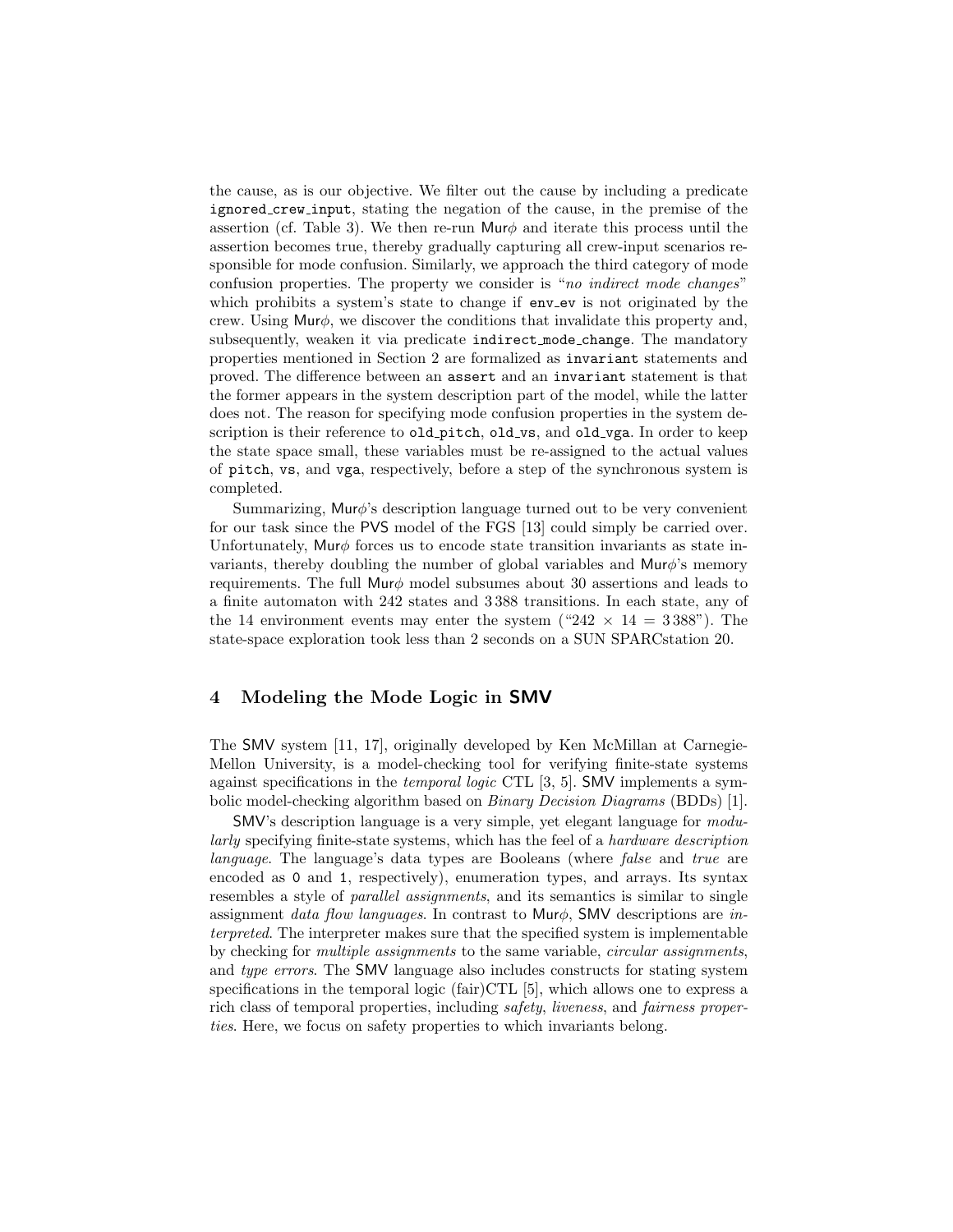the cause, as is our objective. We filter out the cause by including a predicate `ignored_crew_input`, stating the negation of the cause, in the premise of the assertion (cf. Table 3). We then re-run Mur$\phi$ and iterate this process until the assertion becomes true, thereby gradually capturing all crew-input scenarios responsible for mode confusion. Similarly, we approach the third category of mode confusion properties. The property we consider is "*no indirect mode changes*" which prohibits a system's state to change if `env_ev` is not originated by the crew. Using Mur$\phi$, we discover the conditions that invalidate this property and, subsequently, weaken it via predicate `indirect_mode_change`. The mandatory properties mentioned in Section 2 are formalized as `invariant` statements and proved. The difference between an `assert` and an `invariant` statement is that the former appears in the system description part of the model, while the latter does not. The reason for specifying mode confusion properties in the system description is their reference to `old_pitch`, `old_vs`, and `old_vga`. In order to keep the state space small, these variables must be re-assigned to the actual values of `pitch`, `vs`, and `vga`, respectively, before a step of the synchronous system is completed.

Summarizing, Mur$\phi$'s description language turned out to be very convenient for our task since the PVS model of the FGS [13] could simply be carried over. Unfortunately, Mur$\phi$ forces us to encode state transition invariants as state invariants, thereby doubling the number of global variables and Mur$\phi$'s memory requirements. The full Mur$\phi$ model subsumes about 30 assertions and leads to a finite automaton with 242 states and 3 388 transitions. In each state, any of the 14 environment events may enter the system ("$242 \times 14 = 3\,388$"). The state-space exploration took less than 2 seconds on a SUN SPARCstation 20.

## 4 Modeling the Mode Logic in SMV

The SMV system [11, 17], originally developed by Ken McMillan at Carnegie-Mellon University, is a model-checking tool for verifying finite-state systems against specifications in the *temporal logic* CTL [3, 5]. SMV implements a symbolic model-checking algorithm based on *Binary Decision Diagrams* (BDDs) [1].

SMV's description language is a very simple, yet elegant language for *modularly* specifying finite-state systems, which has the feel of a *hardware description language*. The language's data types are Booleans (where *false* and *true* are encoded as `0` and `1`, respectively), enumeration types, and arrays. Its syntax resembles a style of *parallel assignments*, and its semantics is similar to single assignment *data flow languages*. In contrast to Mur$\phi$, SMV descriptions are *interpreted*. The interpreter makes sure that the specified system is implementable by checking for *multiple assignments* to the same variable, *circular assignments*, and *type errors*. The SMV language also includes constructs for stating system specifications in the temporal logic (fair)CTL [5], which allows one to express a rich class of temporal properties, including *safety*, *liveness*, and *fairness properties*. Here, we focus on safety properties to which invariants belong.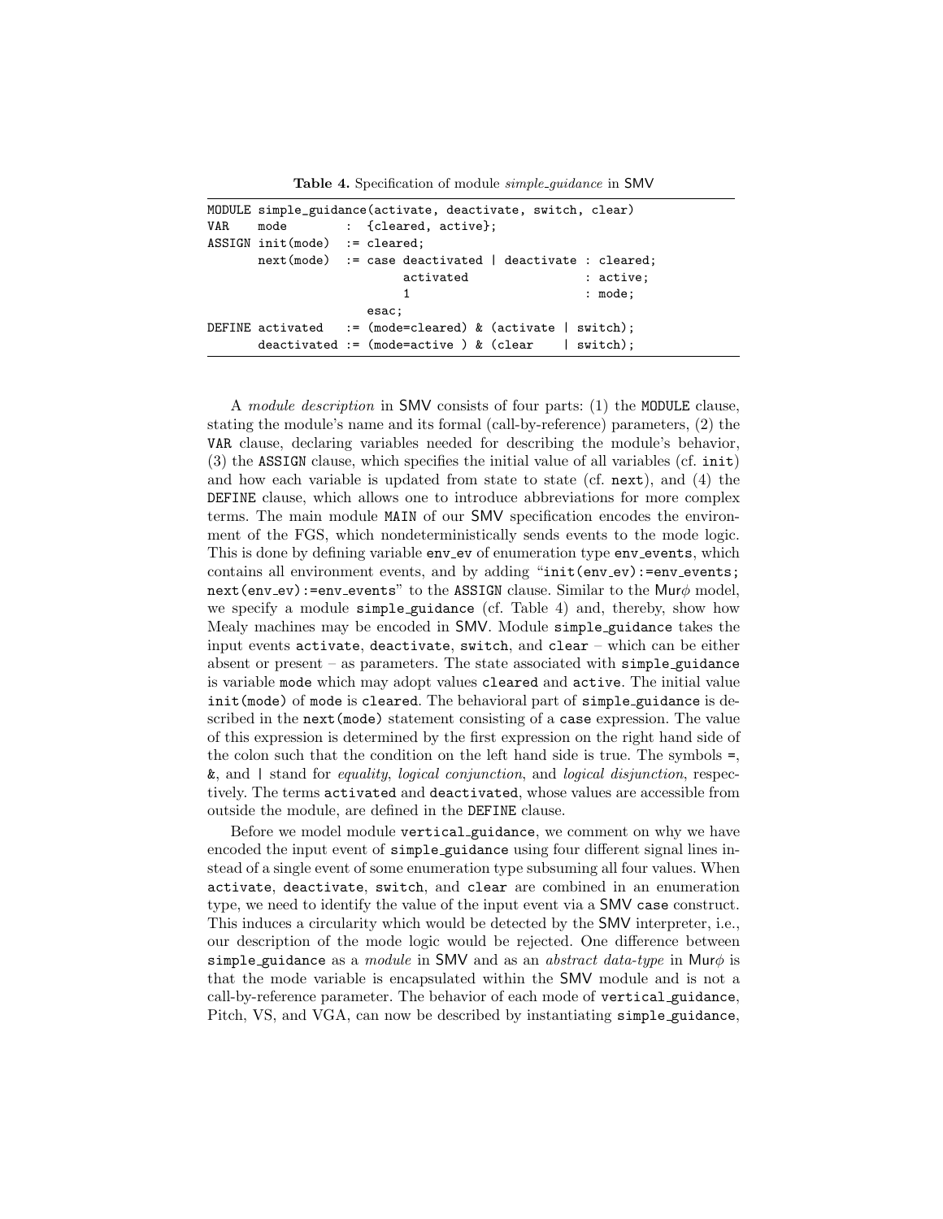**Table 4.** Specification of module *simple_guidance* in SMV

```
MODULE simple_guidance(activate, deactivate, switch, clear)
VAR    mode         :  {cleared, active};
ASSIGN init(mode)  := cleared;
       next(mode)  := case deactivated | deactivate : cleared;
                             activated                : active;
                             1                        : mode;
                       esac;
DEFINE activated   := (mode=cleared) & (activate | switch);
       deactivated := (mode=active ) & (clear    | switch);
```

A *module description* in SMV consists of four parts: (1) the `MODULE` clause, stating the module's name and its formal (call-by-reference) parameters, (2) the `VAR` clause, declaring variables needed for describing the module's behavior, (3) the `ASSIGN` clause, which specifies the initial value of all variables (cf. `init`) and how each variable is updated from state to state (cf. `next`), and (4) the `DEFINE` clause, which allows one to introduce abbreviations for more complex terms. The main module `MAIN` of our SMV specification encodes the environment of the FGS, which nondeterministically sends events to the mode logic. This is done by defining variable `env_ev` of enumeration type `env_events`, which contains all environment events, and by adding "`init(env_ev):=env_events; next(env_ev):=env_events`" to the `ASSIGN` clause. Similar to the Mur$\phi$ model, we specify a module `simple_guidance` (cf. Table 4) and, thereby, show how Mealy machines may be encoded in SMV. Module `simple_guidance` takes the input events `activate`, `deactivate`, `switch`, and `clear` – which can be either absent or present – as parameters. The state associated with `simple_guidance` is variable `mode` which may adopt values `cleared` and `active`. The initial value `init(mode)` of `mode` is `cleared`. The behavioral part of `simple_guidance` is described in the `next(mode)` statement consisting of a `case` expression. The value of this expression is determined by the first expression on the right hand side of the colon such that the condition on the left hand side is true. The symbols `=`, `&`, and `|` stand for *equality*, *logical conjunction*, and *logical disjunction*, respectively. The terms `activated` and `deactivated`, whose values are accessible from outside the module, are defined in the `DEFINE` clause.

Before we model module `vertical_guidance`, we comment on why we have encoded the input event of `simple_guidance` using four different signal lines instead of a single event of some enumeration type subsuming all four values. When `activate`, `deactivate`, `switch`, and `clear` are combined in an enumeration type, we need to identify the value of the input event via a SMV `case` construct. This induces a circularity which would be detected by the SMV interpreter, i.e., our description of the mode logic would be rejected. One difference between `simple_guidance` as a *module* in SMV and as an *abstract data-type* in Mur$\phi$ is that the mode variable is encapsulated within the SMV module and is not a call-by-reference parameter. The behavior of each mode of `vertical_guidance`, Pitch, VS, and VGA, can now be described by instantiating `simple_guidance`,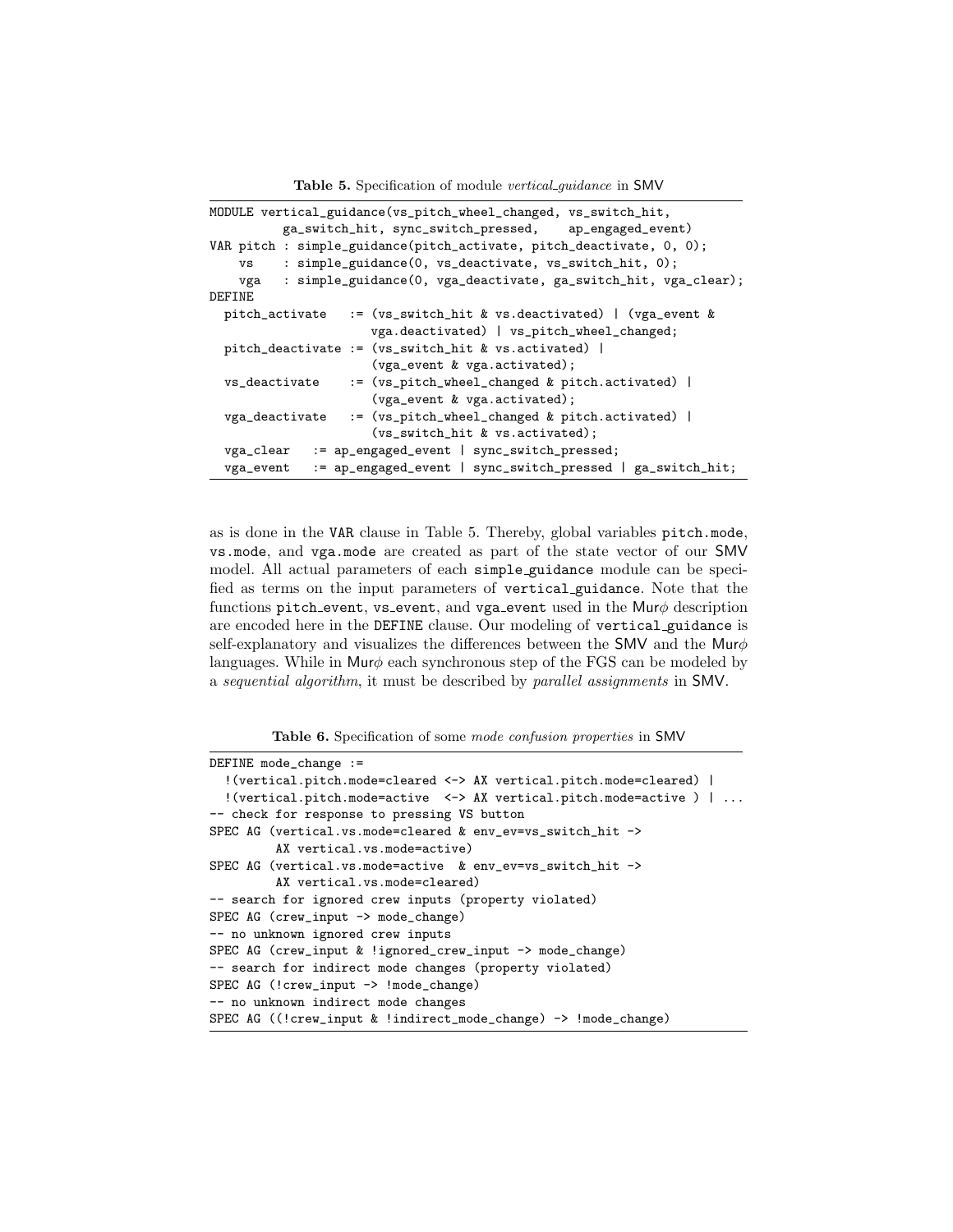**Table 5.** Specification of module *vertical_guidance* in SMV

```
MODULE vertical_guidance(vs_pitch_wheel_changed, vs_switch_hit,
         ga_switch_hit, sync_switch_pressed,    ap_engaged_event)
VAR pitch : simple_guidance(pitch_activate, pitch_deactivate, 0, 0);
    vs    : simple_guidance(0, vs_deactivate, vs_switch_hit, 0);
    vga   : simple_guidance(0, vga_deactivate, ga_switch_hit, vga_clear);
DEFINE
  pitch_activate   := (vs_switch_hit & vs.deactivated) | (vga_event &
                      vga.deactivated) | vs_pitch_wheel_changed;
  pitch_deactivate := (vs_switch_hit & vs.activated) |
                      (vga_event & vga.activated);
  vs_deactivate    := (vs_pitch_wheel_changed & pitch.activated) |
                      (vga_event & vga.activated);
  vga_deactivate   := (vs_pitch_wheel_changed & pitch.activated) |
                      (vs_switch_hit & vs.activated);
  vga_clear   := ap_engaged_event | sync_switch_pressed;
  vga_event   := ap_engaged_event | sync_switch_pressed | ga_switch_hit;
```

as is done in the VAR clause in Table 5. Thereby, global variables pitch.mode, vs.mode, and vga.mode are created as part of the state vector of our SMV model. All actual parameters of each simple_guidance module can be specified as terms on the input parameters of vertical_guidance. Note that the functions pitch_event, vs_event, and vga_event used in the Mur$\phi$ description are encoded here in the DEFINE clause. Our modeling of vertical_guidance is self-explanatory and visualizes the differences between the SMV and the Mur$\phi$ languages. While in Mur$\phi$ each synchronous step of the FGS can be modeled by a *sequential algorithm*, it must be described by *parallel assignments* in SMV.

**Table 6.** Specification of some *mode confusion properties* in SMV

```
DEFINE mode_change :=
  !(vertical.pitch.mode=cleared <-> AX vertical.pitch.mode=cleared) |
  !(vertical.pitch.mode=active  <-> AX vertical.pitch.mode=active ) | ...
-- check for response to pressing VS button
SPEC AG (vertical.vs.mode=cleared & env_ev=vs_switch_hit ->
         AX vertical.vs.mode=active)
SPEC AG (vertical.vs.mode=active  & env_ev=vs_switch_hit ->
         AX vertical.vs.mode=cleared)
-- search for ignored crew inputs (property violated)
SPEC AG (crew_input -> mode_change)
-- no unknown ignored crew inputs
SPEC AG (crew_input & !ignored_crew_input -> mode_change)
-- search for indirect mode changes (property violated)
SPEC AG (!crew_input -> !mode_change)
-- no unknown indirect mode changes
SPEC AG ((!crew_input & !indirect_mode_change) -> !mode_change)
```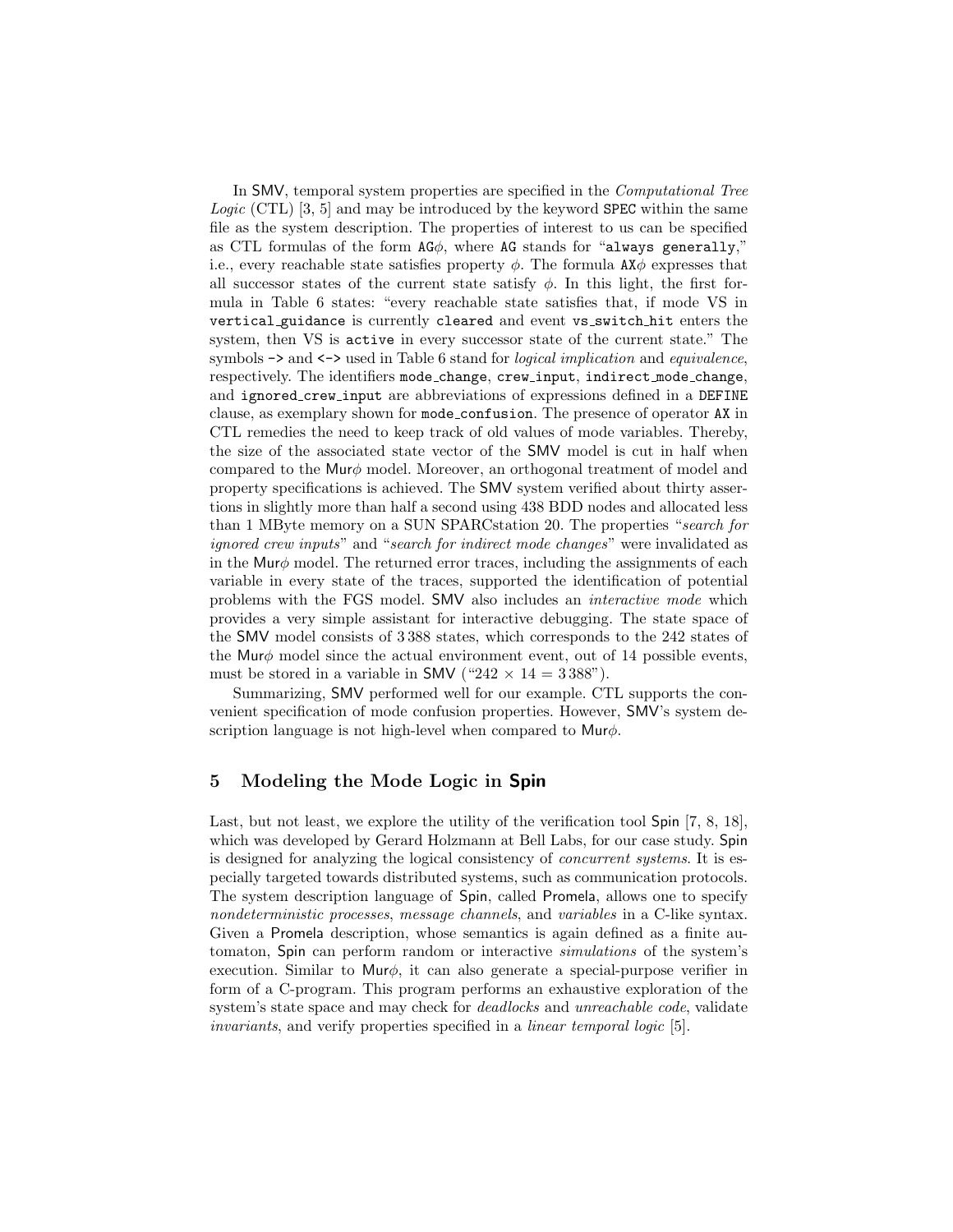In SMV, temporal system properties are specified in the *Computational Tree Logic* (CTL) [3, 5] and may be introduced by the keyword `SPEC` within the same file as the system description. The properties of interest to us can be specified as CTL formulas of the form `AG`$\phi$, where `AG` stands for "`always generally`," i.e., every reachable state satisfies property $\phi$. The formula `AX`$\phi$ expresses that all successor states of the current state satisfy $\phi$. In this light, the first formula in Table 6 states: "every reachable state satisfies that, if mode VS in `vertical_guidance` is currently `cleared` and event `vs_switch_hit` enters the system, then VS is `active` in every successor state of the current state." The symbols `->` and `<->` used in Table 6 stand for *logical implication* and *equivalence*, respectively. The identifiers `mode_change`, `crew_input`, `indirect_mode_change`, and `ignored_crew_input` are abbreviations of expressions defined in a `DEFINE` clause, as exemplary shown for `mode_confusion`. The presence of operator `AX` in CTL remedies the need to keep track of old values of mode variables. Thereby, the size of the associated state vector of the SMV model is cut in half when compared to the Mur$\phi$ model. Moreover, an orthogonal treatment of model and property specifications is achieved. The SMV system verified about thirty assertions in slightly more than half a second using 438 BDD nodes and allocated less than 1 MByte memory on a SUN SPARCstation 20. The properties "*search for ignored crew inputs*" and "*search for indirect mode changes*" were invalidated as in the Mur$\phi$ model. The returned error traces, including the assignments of each variable in every state of the traces, supported the identification of potential problems with the FGS model. SMV also includes an *interactive mode* which provides a very simple assistant for interactive debugging. The state space of the SMV model consists of 3 388 states, which corresponds to the 242 states of the Mur$\phi$ model since the actual environment event, out of 14 possible events, must be stored in a variable in SMV ("$242 \times 14 = 3\,388$").

Summarizing, SMV performed well for our example. CTL supports the convenient specification of mode confusion properties. However, SMV's system description language is not high-level when compared to Mur$\phi$.

## 5 Modeling the Mode Logic in Spin

Last, but not least, we explore the utility of the verification tool Spin [7, 8, 18], which was developed by Gerard Holzmann at Bell Labs, for our case study. Spin is designed for analyzing the logical consistency of *concurrent systems*. It is especially targeted towards distributed systems, such as communication protocols. The system description language of Spin, called Promela, allows one to specify *nondeterministic processes*, *message channels*, and *variables* in a C-like syntax. Given a Promela description, whose semantics is again defined as a finite automaton, Spin can perform random or interactive *simulations* of the system's execution. Similar to Mur$\phi$, it can also generate a special-purpose verifier in form of a C-program. This program performs an exhaustive exploration of the system's state space and may check for *deadlocks* and *unreachable code*, validate *invariants*, and verify properties specified in a *linear temporal logic* [5].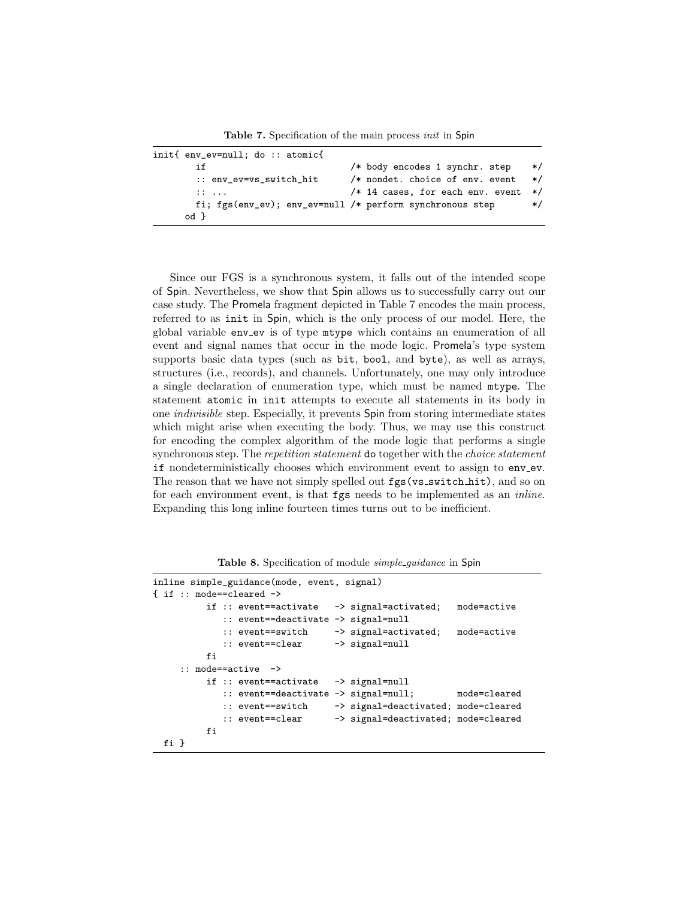**Table 7.** Specification of the main process *init* in Spin

```
init{ env_ev=null; do :: atomic{
        if                            /* body encodes 1 synchr. step    */
        :: env_ev=vs_switch_hit       /* nondet. choice of env. event   */
        :: ...                        /* 14 cases, for each env. event  */
        fi; fgs(env_ev); env_ev=null /* perform synchronous step       */
      od }
```

Since our FGS is a synchronous system, it falls out of the intended scope of Spin. Nevertheless, we show that Spin allows us to successfully carry out our case study. The Promela fragment depicted in Table 7 encodes the main process, referred to as `init` in Spin, which is the only process of our model. Here, the global variable `env_ev` is of type `mtype` which contains an enumeration of all event and signal names that occur in the mode logic. Promela's type system supports basic data types (such as `bit`, `bool`, and `byte`), as well as arrays, structures (i.e., records), and channels. Unfortunately, one may only introduce a single declaration of enumeration type, which must be named `mtype`. The statement `atomic` in `init` attempts to execute all statements in its body in one *indivisible* step. Especially, it prevents Spin from storing intermediate states which might arise when executing the body. Thus, we may use this construct for encoding the complex algorithm of the mode logic that performs a single synchronous step. The *repetition statement* `do` together with the *choice statement* `if` nondeterministically chooses which environment event to assign to `env_ev`. The reason that we have not simply spelled out `fgs(vs_switch_hit)`, and so on for each environment event, is that `fgs` needs to be implemented as an *inline*. Expanding this long inline fourteen times turns out to be inefficient.

**Table 8.** Specification of module *simple_guidance* in Spin

```
inline simple_guidance(mode, event, signal)
{ if :: mode==cleared ->
         if :: event==activate   -> signal=activated;   mode=active
            :: event==deactivate -> signal=null
            :: event==switch     -> signal=activated;   mode=active
            :: event==clear      -> signal=null
         fi
     :: mode==active  ->
         if :: event==activate   -> signal=null
            :: event==deactivate -> signal=null;        mode=cleared
            :: event==switch     -> signal=deactivated; mode=cleared
            :: event==clear      -> signal=deactivated; mode=cleared
         fi
  fi }
```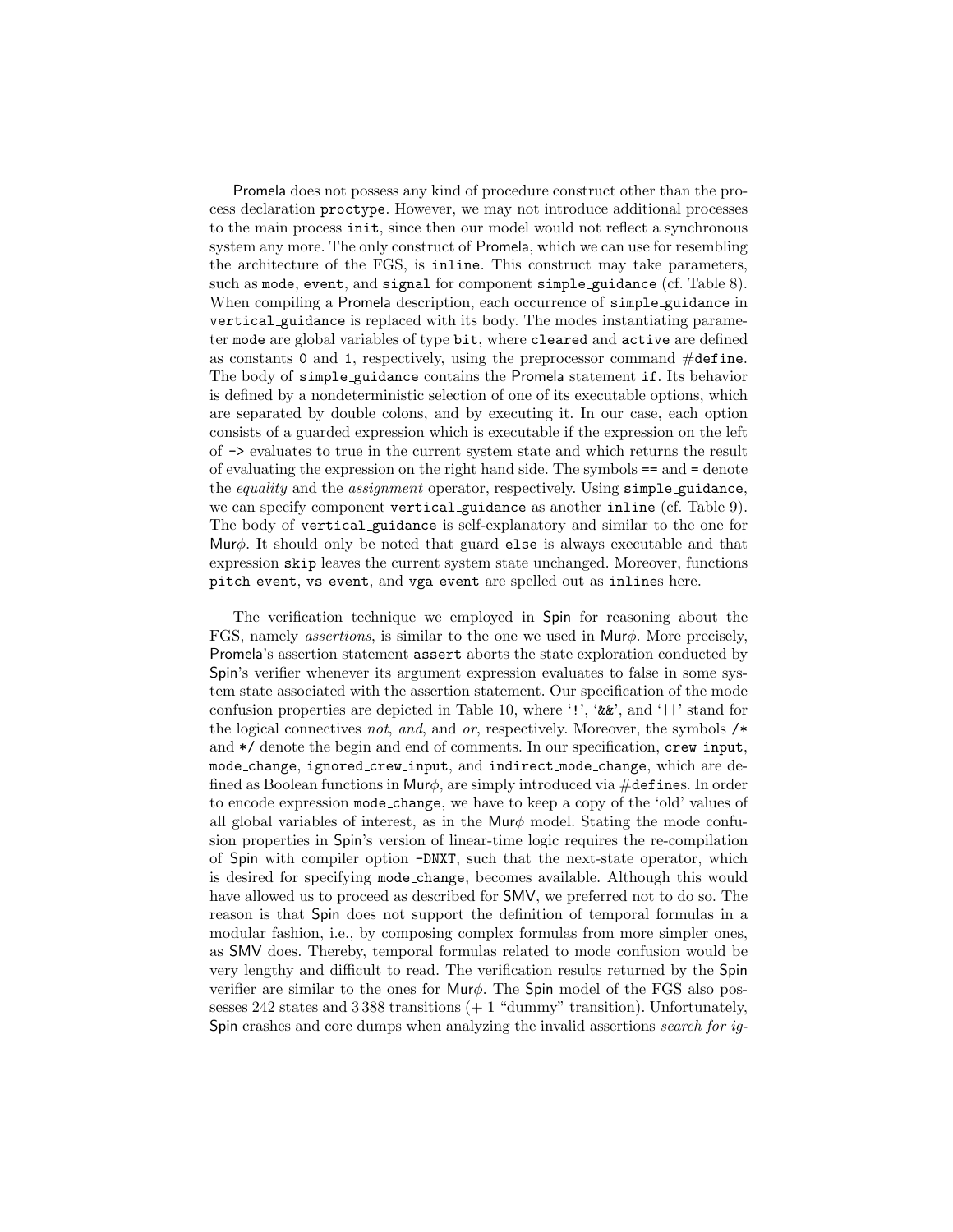Promela does not possess any kind of procedure construct other than the process declaration `proctype`. However, we may not introduce additional processes to the main process `init`, since then our model would not reflect a synchronous system any more. The only construct of Promela, which we can use for resembling the architecture of the FGS, is `inline`. This construct may take parameters, such as `mode`, `event`, and `signal` for component `simple_guidance` (cf. Table 8). When compiling a Promela description, each occurrence of `simple_guidance` in `vertical_guidance` is replaced with its body. The modes instantiating parameter `mode` are global variables of type `bit`, where `cleared` and `active` are defined as constants `0` and `1`, respectively, using the preprocessor command `#define`. The body of `simple_guidance` contains the Promela statement `if`. Its behavior is defined by a nondeterministic selection of one of its executable options, which are separated by double colons, and by executing it. In our case, each option consists of a guarded expression which is executable if the expression on the left of `->` evaluates to true in the current system state and which returns the result of evaluating the expression on the right hand side. The symbols `==` and `=` denote the *equality* and the *assignment* operator, respectively. Using `simple_guidance`, we can specify component `vertical_guidance` as another `inline` (cf. Table 9). The body of `vertical_guidance` is self-explanatory and similar to the one for Mur$\phi$. It should only be noted that guard `else` is always executable and that expression `skip` leaves the current system state unchanged. Moreover, functions `pitch_event`, `vs_event`, and `vga_event` are spelled out as `inline`s here.

The verification technique we employed in Spin for reasoning about the FGS, namely *assertions*, is similar to the one we used in Mur$\phi$. More precisely, Promela's assertion statement `assert` aborts the state exploration conducted by Spin's verifier whenever its argument expression evaluates to false in some system state associated with the assertion statement. Our specification of the mode confusion properties are depicted in Table 10, where '`!`', '`&&`', and '`||`' stand for the logical connectives *not*, *and*, and *or*, respectively. Moreover, the symbols `/*` and `*/` denote the begin and end of comments. In our specification, `crew_input`, `mode_change`, `ignored_crew_input`, and `indirect_mode_change`, which are defined as Boolean functions in Mur$\phi$, are simply introduced via `#define`s. In order to encode expression `mode_change`, we have to keep a copy of the 'old' values of all global variables of interest, as in the Mur$\phi$ model. Stating the mode confusion properties in Spin's version of linear-time logic requires the re-compilation of Spin with compiler option `-DNXT`, such that the next-state operator, which is desired for specifying `mode_change`, becomes available. Although this would have allowed us to proceed as described for SMV, we preferred not to do so. The reason is that Spin does not support the definition of temporal formulas in a modular fashion, i.e., by composing complex formulas from more simpler ones, as SMV does. Thereby, temporal formulas related to mode confusion would be very lengthy and difficult to read. The verification results returned by the Spin verifier are similar to the ones for Mur$\phi$. The Spin model of the FGS also possesses 242 states and 3 388 transitions (+ 1 "dummy" transition). Unfortunately, Spin crashes and core dumps when analyzing the invalid assertions *search for ig-*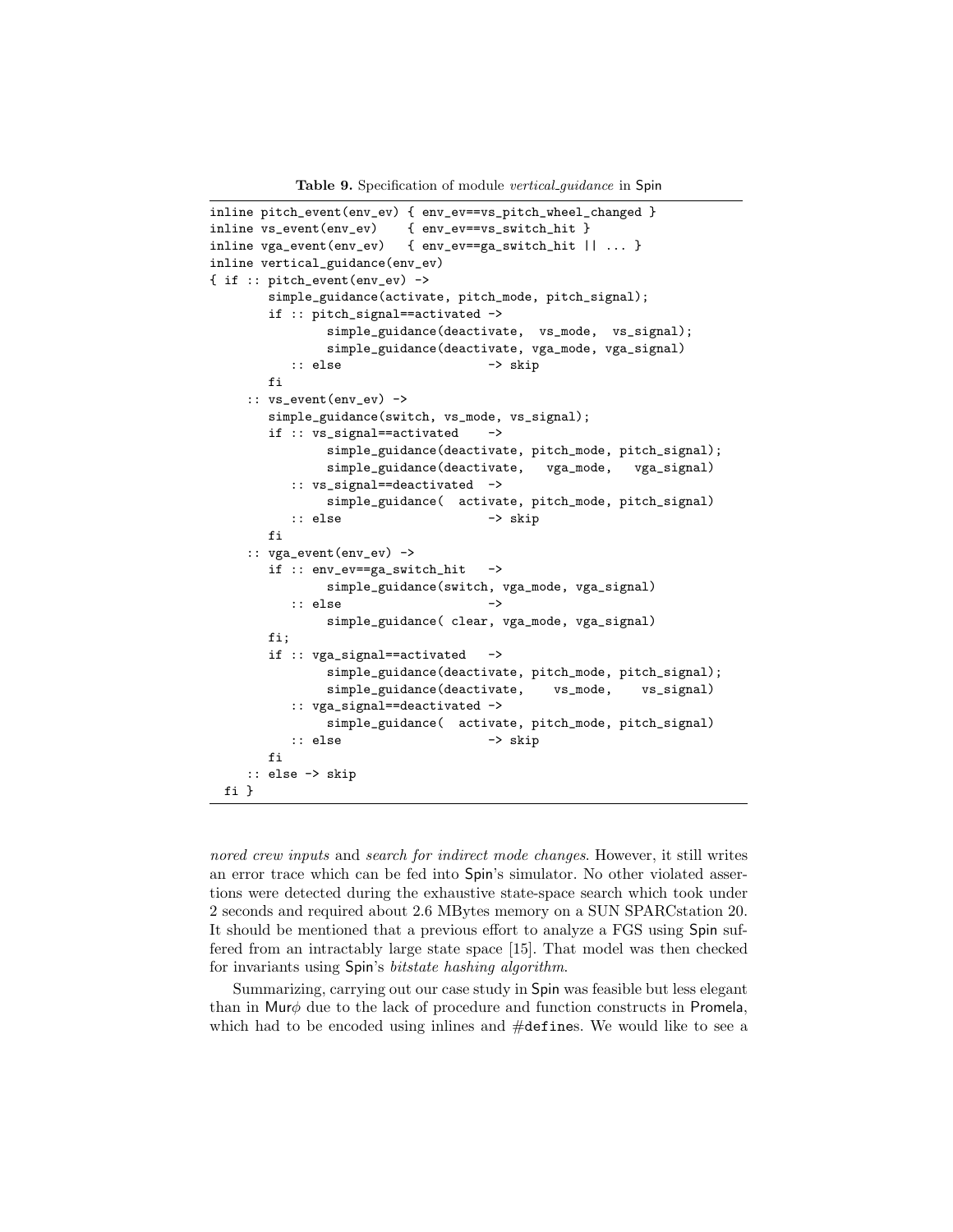**Table 9.** Specification of module *vertical_guidance* in Spin

```
inline pitch_event(env_ev) { env_ev==vs_pitch_wheel_changed }
inline vs_event(env_ev)    { env_ev==vs_switch_hit }
inline vga_event(env_ev)   { env_ev==ga_switch_hit || ... }
inline vertical_guidance(env_ev)
{ if :: pitch_event(env_ev) ->
        simple_guidance(activate, pitch_mode, pitch_signal);
        if :: pitch_signal==activated ->
                simple_guidance(deactivate,  vs_mode,  vs_signal);
                simple_guidance(deactivate, vga_mode, vga_signal)
           :: else                    -> skip
        fi
     :: vs_event(env_ev) ->
        simple_guidance(switch, vs_mode, vs_signal);
        if :: vs_signal==activated    ->
                simple_guidance(deactivate, pitch_mode, pitch_signal);
                simple_guidance(deactivate,   vga_mode,   vga_signal)
           :: vs_signal==deactivated  ->
                simple_guidance(  activate, pitch_mode, pitch_signal)
           :: else                    -> skip
        fi
     :: vga_event(env_ev) ->
        if :: env_ev==ga_switch_hit   ->
                simple_guidance(switch, vga_mode, vga_signal)
           :: else                    ->
                simple_guidance( clear, vga_mode, vga_signal)
        fi;
        if :: vga_signal==activated   ->
                simple_guidance(deactivate, pitch_mode, pitch_signal);
                simple_guidance(deactivate,    vs_mode,    vs_signal)
           :: vga_signal==deactivated ->
                simple_guidance(  activate, pitch_mode, pitch_signal)
           :: else                    -> skip
        fi
     :: else -> skip
  fi }
```

*nored crew inputs* and *search for indirect mode changes*. However, it still writes an error trace which can be fed into Spin's simulator. No other violated assertions were detected during the exhaustive state-space search which took under 2 seconds and required about 2.6 MBytes memory on a SUN SPARCstation 20. It should be mentioned that a previous effort to analyze a FGS using Spin suffered from an intractably large state space [15]. That model was then checked for invariants using Spin's *bitstate hashing algorithm*.

Summarizing, carrying out our case study in Spin was feasible but less elegant than in Mur$\phi$ due to the lack of procedure and function constructs in Promela, which had to be encoded using inlines and #defines. We would like to see a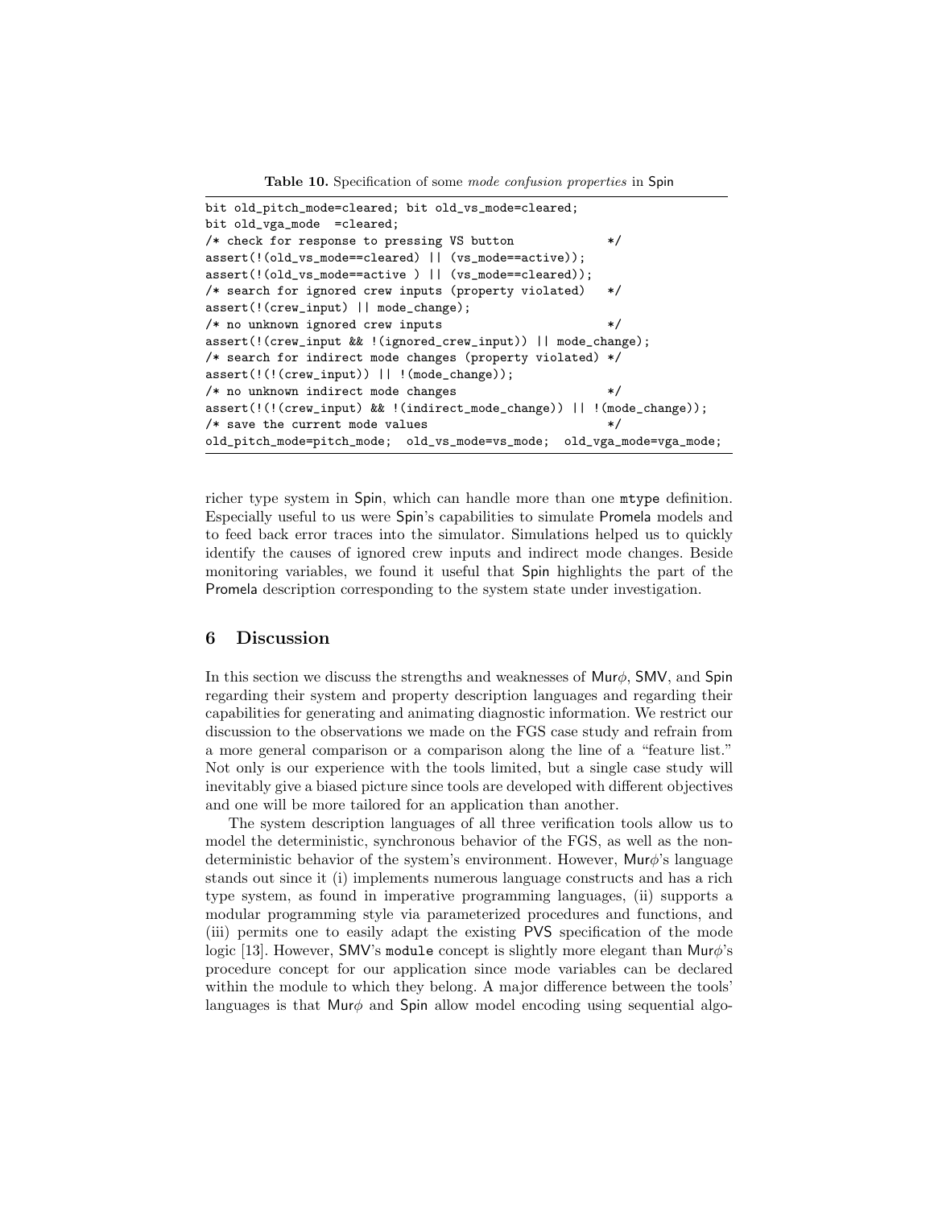**Table 10.** Specification of some *mode confusion properties* in Spin

```
bit old_pitch_mode=cleared; bit old_vs_mode=cleared;
bit old_vga_mode  =cleared;
/* check for response to pressing VS button             */
assert(!(old_vs_mode==cleared) || (vs_mode==active));
assert(!(old_vs_mode==active ) || (vs_mode==cleared));
/* search for ignored crew inputs (property violated)   */
assert(!(crew_input) || mode_change);
/* no unknown ignored crew inputs                       */
assert(!(crew_input && !(ignored_crew_input)) || mode_change);
/* search for indirect mode changes (property violated) */
assert(!(!(crew_input)) || !(mode_change));
/* no unknown indirect mode changes                     */
assert(!(!(crew_input) && !(indirect_mode_change)) || !(mode_change));
/* save the current mode values                         */
old_pitch_mode=pitch_mode;  old_vs_mode=vs_mode;  old_vga_mode=vga_mode;
```

richer type system in Spin, which can handle more than one `mtype` definition. Especially useful to us were Spin's capabilities to simulate Promela models and to feed back error traces into the simulator. Simulations helped us to quickly identify the causes of ignored crew inputs and indirect mode changes. Beside monitoring variables, we found it useful that Spin highlights the part of the Promela description corresponding to the system state under investigation.

## 6 Discussion

In this section we discuss the strengths and weaknesses of Mur$\phi$, SMV, and Spin regarding their system and property description languages and regarding their capabilities for generating and animating diagnostic information. We restrict our discussion to the observations we made on the FGS case study and refrain from a more general comparison or a comparison along the line of a "feature list." Not only is our experience with the tools limited, but a single case study will inevitably give a biased picture since tools are developed with different objectives and one will be more tailored for an application than another.

The system description languages of all three verification tools allow us to model the deterministic, synchronous behavior of the FGS, as well as the nondeterministic behavior of the system's environment. However, Mur$\phi$'s language stands out since it (i) implements numerous language constructs and has a rich type system, as found in imperative programming languages, (ii) supports a modular programming style via parameterized procedures and functions, and (iii) permits one to easily adapt the existing PVS specification of the mode logic [13]. However, SMV's `module` concept is slightly more elegant than Mur$\phi$'s procedure concept for our application since mode variables can be declared within the module to which they belong. A major difference between the tools' languages is that Mur$\phi$ and Spin allow model encoding using sequential algo-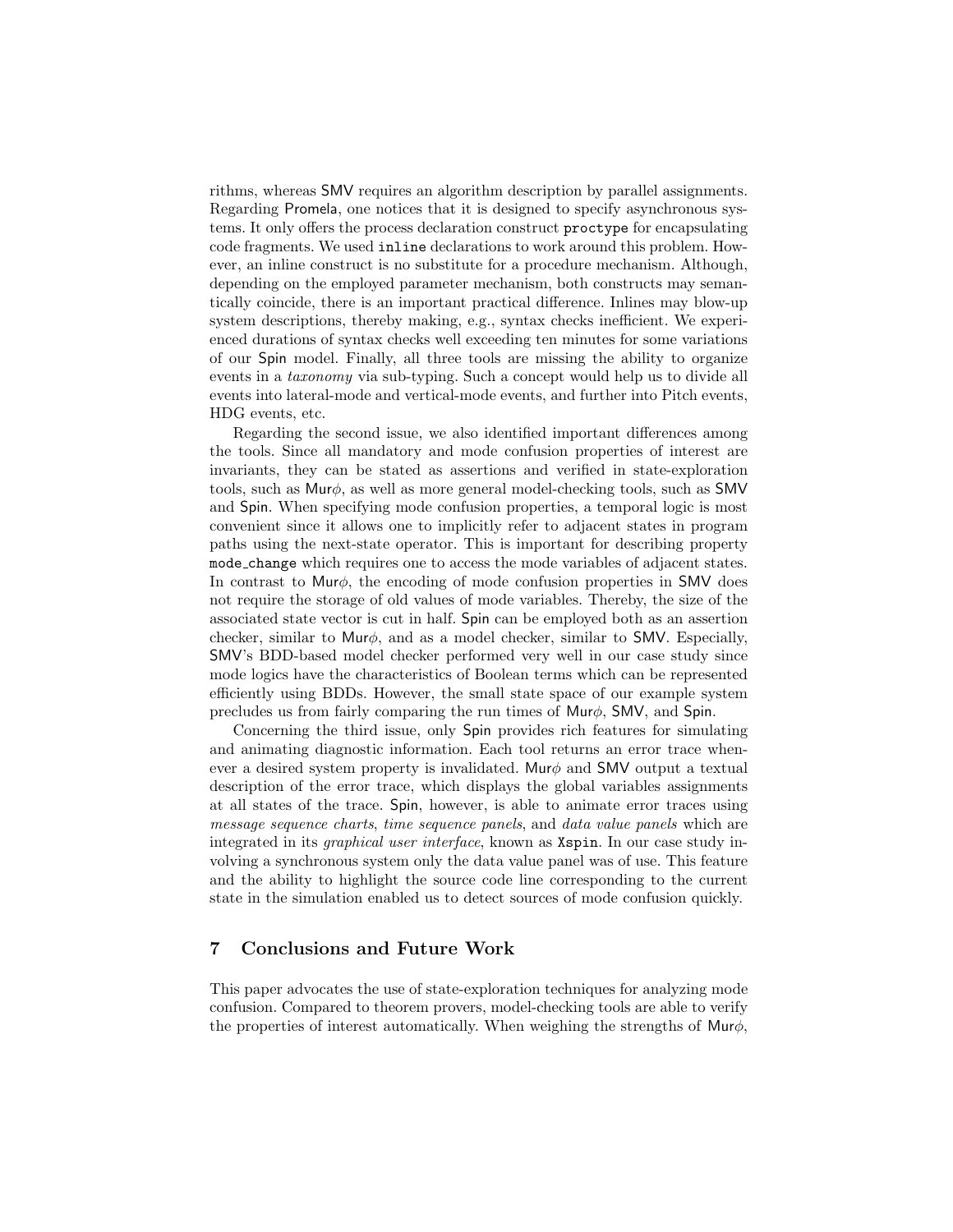rithms, whereas SMV requires an algorithm description by parallel assignments. Regarding Promela, one notices that it is designed to specify asynchronous systems. It only offers the process declaration construct `proctype` for encapsulating code fragments. We used `inline` declarations to work around this problem. However, an inline construct is no substitute for a procedure mechanism. Although, depending on the employed parameter mechanism, both constructs may semantically coincide, there is an important practical difference. Inlines may blow-up system descriptions, thereby making, e.g., syntax checks inefficient. We experienced durations of syntax checks well exceeding ten minutes for some variations of our Spin model. Finally, all three tools are missing the ability to organize events in a *taxonomy* via sub-typing. Such a concept would help us to divide all events into lateral-mode and vertical-mode events, and further into Pitch events, HDG events, etc.

Regarding the second issue, we also identified important differences among the tools. Since all mandatory and mode confusion properties of interest are invariants, they can be stated as assertions and verified in state-exploration tools, such as Mur$\phi$, as well as more general model-checking tools, such as SMV and Spin. When specifying mode confusion properties, a temporal logic is most convenient since it allows one to implicitly refer to adjacent states in program paths using the next-state operator. This is important for describing property `mode_change` which requires one to access the mode variables of adjacent states. In contrast to Mur$\phi$, the encoding of mode confusion properties in SMV does not require the storage of old values of mode variables. Thereby, the size of the associated state vector is cut in half. Spin can be employed both as an assertion checker, similar to Mur$\phi$, and as a model checker, similar to SMV. Especially, SMV's BDD-based model checker performed very well in our case study since mode logics have the characteristics of Boolean terms which can be represented efficiently using BDDs. However, the small state space of our example system precludes us from fairly comparing the run times of Mur$\phi$, SMV, and Spin.

Concerning the third issue, only Spin provides rich features for simulating and animating diagnostic information. Each tool returns an error trace whenever a desired system property is invalidated. Mur$\phi$ and SMV output a textual description of the error trace, which displays the global variables assignments at all states of the trace. Spin, however, is able to animate error traces using *message sequence charts*, *time sequence panels*, and *data value panels* which are integrated in its *graphical user interface*, known as `Xspin`. In our case study involving a synchronous system only the data value panel was of use. This feature and the ability to highlight the source code line corresponding to the current state in the simulation enabled us to detect sources of mode confusion quickly.

## 7 Conclusions and Future Work

This paper advocates the use of state-exploration techniques for analyzing mode confusion. Compared to theorem provers, model-checking tools are able to verify the properties of interest automatically. When weighing the strengths of Mur$\phi$,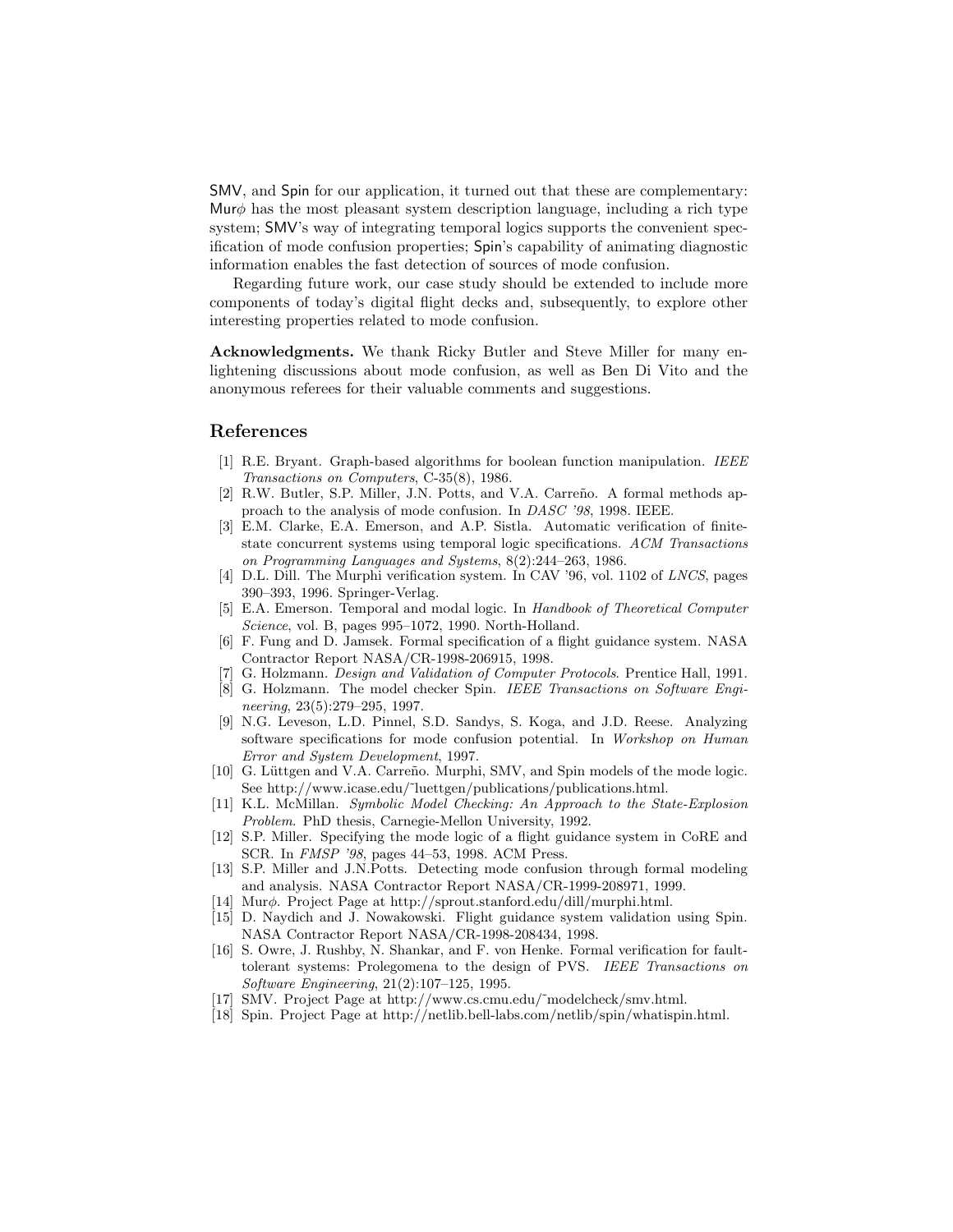SMV, and Spin for our application, it turned out that these are complementary: Mur$\phi$ has the most pleasant system description language, including a rich type system; SMV's way of integrating temporal logics supports the convenient specification of mode confusion properties; Spin's capability of animating diagnostic information enables the fast detection of sources of mode confusion.

Regarding future work, our case study should be extended to include more components of today's digital flight decks and, subsequently, to explore other interesting properties related to mode confusion.

**Acknowledgments.** We thank Ricky Butler and Steve Miller for many enlightening discussions about mode confusion, as well as Ben Di Vito and the anonymous referees for their valuable comments and suggestions.

## References

[1] R.E. Bryant. Graph-based algorithms for boolean function manipulation. *IEEE Transactions on Computers*, C-35(8), 1986.

[2] R.W. Butler, S.P. Miller, J.N. Potts, and V.A. Carreño. A formal methods approach to the analysis of mode confusion. In *DASC '98*, 1998. IEEE.

[3] E.M. Clarke, E.A. Emerson, and A.P. Sistla. Automatic verification of finite-state concurrent systems using temporal logic specifications. *ACM Transactions on Programming Languages and Systems*, 8(2):244–263, 1986.

[4] D.L. Dill. The Murphi verification system. In CAV '96, vol. 1102 of *LNCS*, pages 390–393, 1996. Springer-Verlag.

[5] E.A. Emerson. Temporal and modal logic. In *Handbook of Theoretical Computer Science*, vol. B, pages 995–1072, 1990. North-Holland.

[6] F. Fung and D. Jamsek. Formal specification of a flight guidance system. NASA Contractor Report NASA/CR-1998-206915, 1998.

[7] G. Holzmann. *Design and Validation of Computer Protocols*. Prentice Hall, 1991.

[8] G. Holzmann. The model checker Spin. *IEEE Transactions on Software Engineering*, 23(5):279–295, 1997.

[9] N.G. Leveson, L.D. Pinnel, S.D. Sandys, S. Koga, and J.D. Reese. Analyzing software specifications for mode confusion potential. In *Workshop on Human Error and System Development*, 1997.

[10] G. Lüttgen and V.A. Carreño. Murphi, SMV, and Spin models of the mode logic. See http://www.icase.edu/~luettgen/publications/publications.html.

[11] K.L. McMillan. *Symbolic Model Checking: An Approach to the State-Explosion Problem*. PhD thesis, Carnegie-Mellon University, 1992.

[12] S.P. Miller. Specifying the mode logic of a flight guidance system in CoRE and SCR. In *FMSP '98*, pages 44–53, 1998. ACM Press.

[13] S.P. Miller and J.N.Potts. Detecting mode confusion through formal modeling and analysis. NASA Contractor Report NASA/CR-1999-208971, 1999.

[14] Mur$\phi$. Project Page at http://sprout.stanford.edu/dill/murphi.html.

[15] D. Naydich and J. Nowakowski. Flight guidance system validation using Spin. NASA Contractor Report NASA/CR-1998-208434, 1998.

[16] S. Owre, J. Rushby, N. Shankar, and F. von Henke. Formal verification for fault-tolerant systems: Prolegomena to the design of PVS. *IEEE Transactions on Software Engineering*, 21(2):107–125, 1995.

[17] SMV. Project Page at http://www.cs.cmu.edu/~modelcheck/smv.html.

[18] Spin. Project Page at http://netlib.bell-labs.com/netlib/spin/whatispin.html.